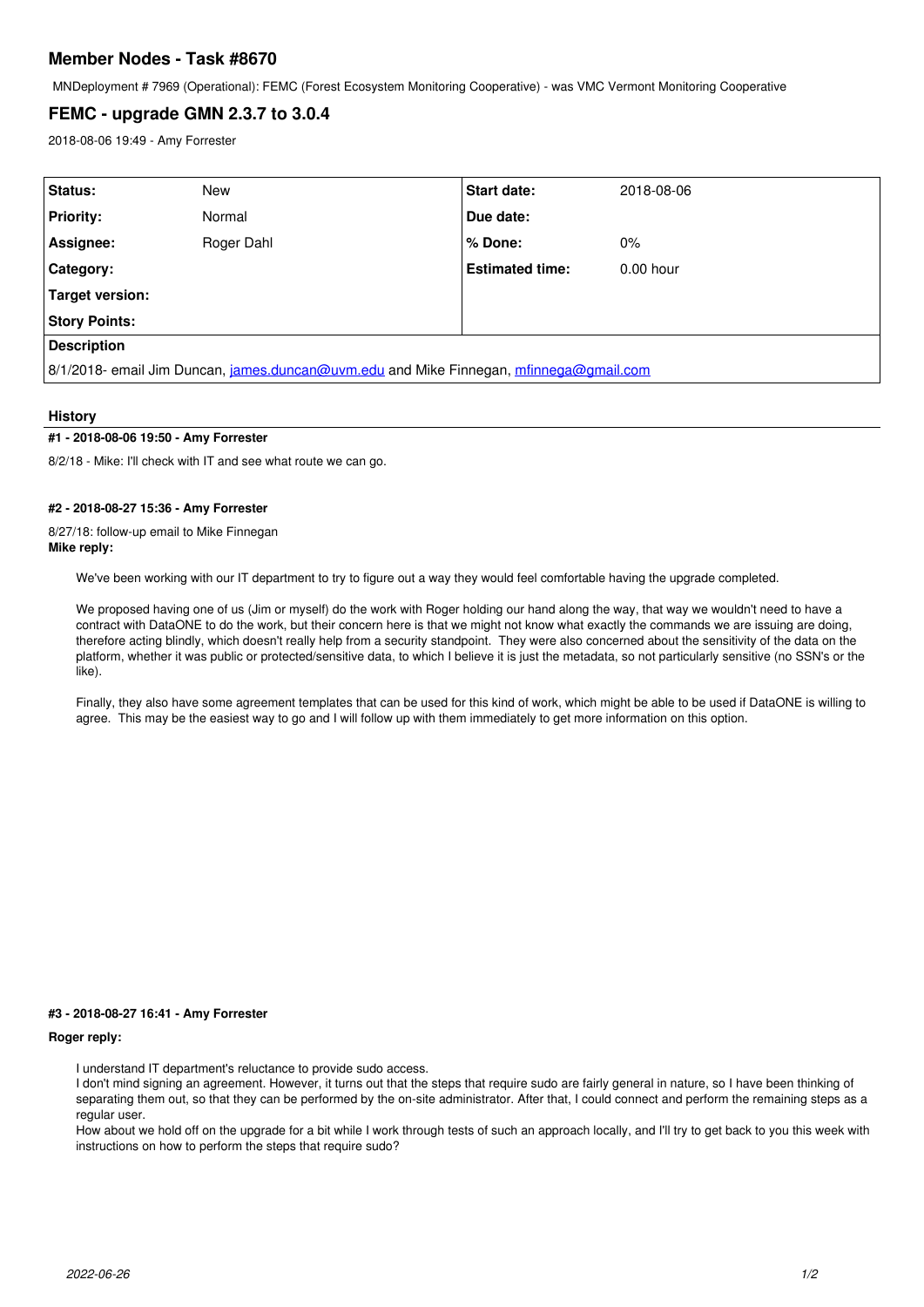# Member Nodes - Task #8670

MNDeployment # 7969 (Operational): FEMC (Forest Ecosystem Monitoring Cooperative) - was VMC Vermont Monitoring Cooperative

## FEMC - upgrade GMN 2.3.7 to 3.0.4

2018-08-06 19:49 - Amy Forrester

| | | | |
|---|---|---|---|
| **Status:** | New | **Start date:** | 2018-08-06 |
| **Priority:** | Normal | **Due date:** | |
| **Assignee:** | Roger Dahl | **% Done:** | 0% |
| **Category:** | | **Estimated time:** | 0.00 hour |
| **Target version:** | | | |
| **Story Points:** | | | |

**Description**

8/1/2018- email Jim Duncan, james.duncan@uvm.edu and Mike Finnegan, mfinnega@gmail.com

### History

#### #1 - 2018-08-06 19:50 - Amy Forrester

8/2/18 - Mike: I'll check with IT and see what route we can go.

#### #2 - 2018-08-27 15:36 - Amy Forrester

8/27/18: follow-up email to Mike Finnegan
**Mike reply:**

> We've been working with our IT department to try to figure out a way they would feel comfortable having the upgrade completed.
>
> We proposed having one of us (Jim or myself) do the work with Roger holding our hand along the way, that way we wouldn't need to have a contract with DataONE to do the work, but their concern here is that we might not know what exactly the commands we are issuing are doing, therefore acting blindly, which doesn't really help from a security standpoint. They were also concerned about the sensitivity of the data on the platform, whether it was public or protected/sensitive data, to which I believe it is just the metadata, so not particularly sensitive (no SSN's or the like).
>
> Finally, they also have some agreement templates that can be used for this kind of work, which might be able to be used if DataONE is willing to agree. This may be the easiest way to go and I will follow up with them immediately to get more information on this option.

#### #3 - 2018-08-27 16:41 - Amy Forrester

**Roger reply:**

> I understand IT department's reluctance to provide sudo access.
> I don't mind signing an agreement. However, it turns out that the steps that require sudo are fairly general in nature, so I have been thinking of separating them out, so that they can be performed by the on-site administrator. After that, I could connect and perform the remaining steps as a regular user.
> How about we hold off on the upgrade for a bit while I work through tests of such an approach locally, and I'll try to get back to you this week with instructions on how to perform the steps that require sudo?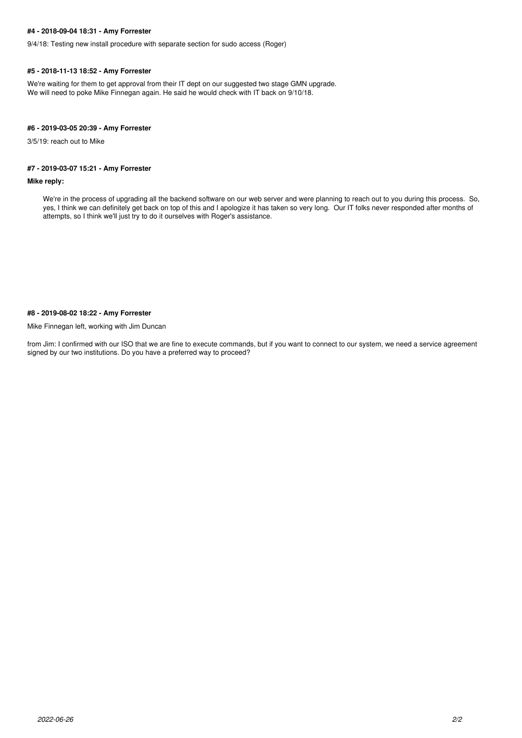#### #4 - 2018-09-04 18:31 - Amy Forrester

9/4/18: Testing new install procedure with separate section for sudo access (Roger)

#### #5 - 2018-11-13 18:52 - Amy Forrester

We're waiting for them to get approval from their IT dept on our suggested two stage GMN upgrade.
We will need to poke Mike Finnegan again. He said he would check with IT back on 9/10/18.

#### #6 - 2019-03-05 20:39 - Amy Forrester

3/5/19: reach out to Mike

#### #7 - 2019-03-07 15:21 - Amy Forrester

**Mike reply:**

> We're in the process of upgrading all the backend software on our web server and were planning to reach out to you during this process. So, yes, I think we can definitely get back on top of this and I apologize it has taken so very long. Our IT folks never responded after months of attempts, so I think we'll just try to do it ourselves with Roger's assistance.

#### #8 - 2019-08-02 18:22 - Amy Forrester

Mike Finnegan left, working with Jim Duncan

from Jim: I confirmed with our ISO that we are fine to execute commands, but if you want to connect to our system, we need a service agreement signed by our two institutions. Do you have a preferred way to proceed?